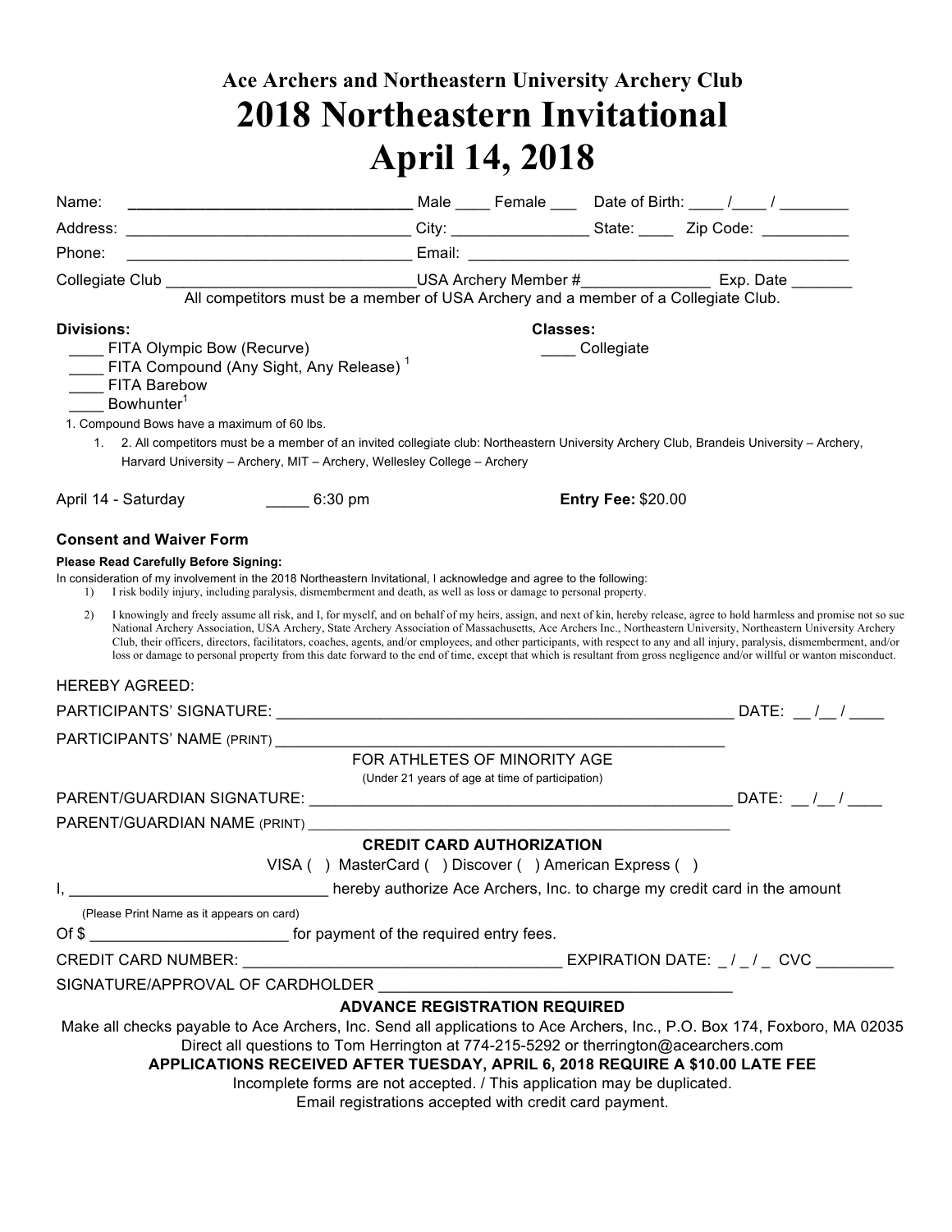### Ace Archers and Northeastern University Archery Club

# 2018 Northeastern Invitational

# April 14, 2018

Name: ______________________________ Male ____ Female ___ Date of Birth: ____ /____ / ________

Address: ______________________________ City: ________________ State: ____ Zip Code: __________

Phone: ______________________________ Email: ________________________________________

Collegiate Club ____________________________USA Archery Member #_______________ Exp. Date _______

All competitors must be a member of USA Archery and a member of a Collegiate Club.

**Divisions:**

____ FITA Olympic Bow (Recurve)
____ FITA Compound (Any Sight, Any Release) [1]
____ FITA Barebow
____ Bowhunter[1]

**Classes:**

____ Collegiate

1. Compound Bows have a maximum of 60 lbs.

1. 2. All competitors must be a member of an invited collegiate club: Northeastern University Archery Club, Brandeis University – Archery, Harvard University – Archery, MIT – Archery, Wellesley College – Archery

April 14 - Saturday _____ 6:30 pm **Entry Fee:** $20.00

**Consent and Waiver Form**

**Please Read Carefully Before Signing:**

In consideration of my involvement in the 2018 Northeastern Invitational, I acknowledge and agree to the following:

1) I risk bodily injury, including paralysis, dismemberment and death, as well as loss or damage to personal property.

2) I knowingly and freely assume all risk, and I, for myself, and on behalf of my heirs, assign, and next of kin, hereby release, agree to hold harmless and promise not so sue National Archery Association, USA Archery, State Archery Association of Massachusetts, Ace Archers Inc., Northeastern University, Northeastern University Archery Club, their officers, directors, facilitators, coaches, agents, and/or employees, and other participants, with respect to any and all injury, paralysis, dismemberment, and/or loss or damage to personal property from this date forward to the end of time, except that which is resultant from gross negligence and/or willful or wanton misconduct.

HEREBY AGREED:

PARTICIPANTS' SIGNATURE: ________________________________________________ DATE: __ /__ / ____

PARTICIPANTS' NAME (PRINT) ________________________________________________

FOR ATHLETES OF MINORITY AGE
(Under 21 years of age at time of participation)

PARENT/GUARDIAN SIGNATURE: ________________________________________________ DATE: __ /__ / ____

PARENT/GUARDIAN NAME (PRINT) ________________________________________________

**CREDIT CARD AUTHORIZATION**

VISA ( ) MasterCard ( ) Discover ( ) American Express ( )

I, ______________________________ hereby authorize Ace Archers, Inc. to charge my credit card in the amount

(Please Print Name as it appears on card)

Of $ _______________________ for payment of the required entry fees.

CREDIT CARD NUMBER: _____________________________________ EXPIRATION DATE: _ / _ / _ CVC _________

SIGNATURE/APPROVAL OF CARDHOLDER ________________________________________________

**ADVANCE REGISTRATION REQUIRED**

Make all checks payable to Ace Archers, Inc. Send all applications to Ace Archers, Inc., P.O. Box 174, Foxboro, MA 02035
Direct all questions to Tom Herrington at 774-215-5292 or therrington@acearchers.com

**APPLICATIONS RECEIVED AFTER TUESDAY, APRIL 6, 2018 REQUIRE A $10.00 LATE FEE**

Incomplete forms are not accepted. / This application may be duplicated.
Email registrations accepted with credit card payment.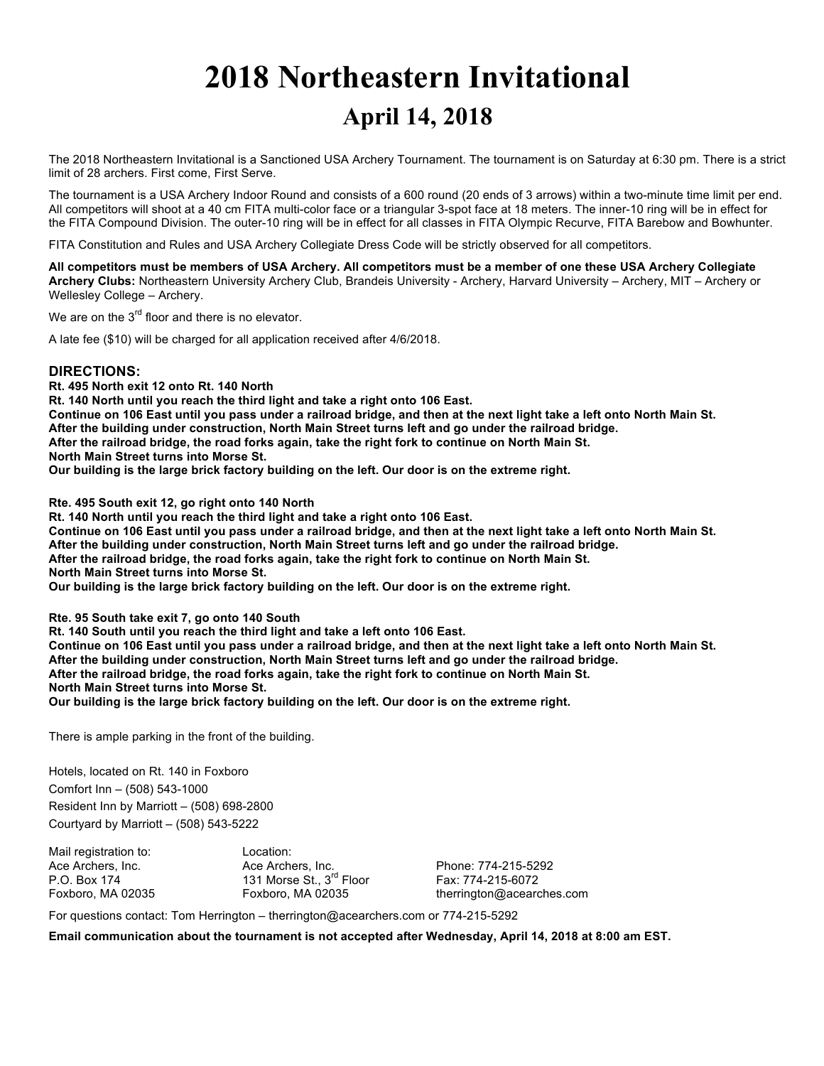# 2018 Northeastern Invitational

## April 14, 2018

The 2018 Northeastern Invitational is a Sanctioned USA Archery Tournament. The tournament is on Saturday at 6:30 pm. There is a strict limit of 28 archers. First come, First Serve.

The tournament is a USA Archery Indoor Round and consists of a 600 round (20 ends of 3 arrows) within a two-minute time limit per end. All competitors will shoot at a 40 cm FITA multi-color face or a triangular 3-spot face at 18 meters. The inner-10 ring will be in effect for the FITA Compound Division. The outer-10 ring will be in effect for all classes in FITA Olympic Recurve, FITA Barebow and Bowhunter.

FITA Constitution and Rules and USA Archery Collegiate Dress Code will be strictly observed for all competitors.

**All competitors must be members of USA Archery. All competitors must be a member of one these USA Archery Collegiate Archery Clubs:** Northeastern University Archery Club, Brandeis University - Archery, Harvard University – Archery, MIT – Archery or Wellesley College – Archery.

We are on the 3rd floor and there is no elevator.

A late fee ($10) will be charged for all application received after 4/6/2018.

### DIRECTIONS:

**Rt. 495 North exit 12 onto Rt. 140 North**
**Rt. 140 North until you reach the third light and take a right onto 106 East.**
**Continue on 106 East until you pass under a railroad bridge, and then at the next light take a left onto North Main St.**
**After the building under construction, North Main Street turns left and go under the railroad bridge.**
**After the railroad bridge, the road forks again, take the right fork to continue on North Main St.**
**North Main Street turns into Morse St.**
**Our building is the large brick factory building on the left. Our door is on the extreme right.**

**Rte. 495 South exit 12, go right onto 140 North**
**Rt. 140 North until you reach the third light and take a right onto 106 East.**
**Continue on 106 East until you pass under a railroad bridge, and then at the next light take a left onto North Main St.**
**After the building under construction, North Main Street turns left and go under the railroad bridge.**
**After the railroad bridge, the road forks again, take the right fork to continue on North Main St.**
**North Main Street turns into Morse St.**
**Our building is the large brick factory building on the left. Our door is on the extreme right.**

**Rte. 95 South take exit 7, go onto 140 South**
**Rt. 140 South until you reach the third light and take a left onto 106 East.**
**Continue on 106 East until you pass under a railroad bridge, and then at the next light take a left onto North Main St.**
**After the building under construction, North Main Street turns left and go under the railroad bridge.**
**After the railroad bridge, the road forks again, take the right fork to continue on North Main St.**
**North Main Street turns into Morse St.**
**Our building is the large brick factory building on the left. Our door is on the extreme right.**

There is ample parking in the front of the building.

Hotels, located on Rt. 140 in Foxboro
Comfort Inn – (508) 543-1000
Resident Inn by Marriott – (508) 698-2800
Courtyard by Marriott – (508) 543-5222

| | | |
|---|---|---|
| Mail registration to: | Location: | |
| Ace Archers, Inc. | Ace Archers, Inc. | Phone: 774-215-5292 |
| P.O. Box 174 | 131 Morse St., 3rd Floor | Fax: 774-215-6072 |
| Foxboro, MA 02035 | Foxboro, MA 02035 | therrington@acearches.com |

For questions contact: Tom Herrington – therrington@acearchers.com or 774-215-5292

**Email communication about the tournament is not accepted after Wednesday, April 14, 2018 at 8:00 am EST.**